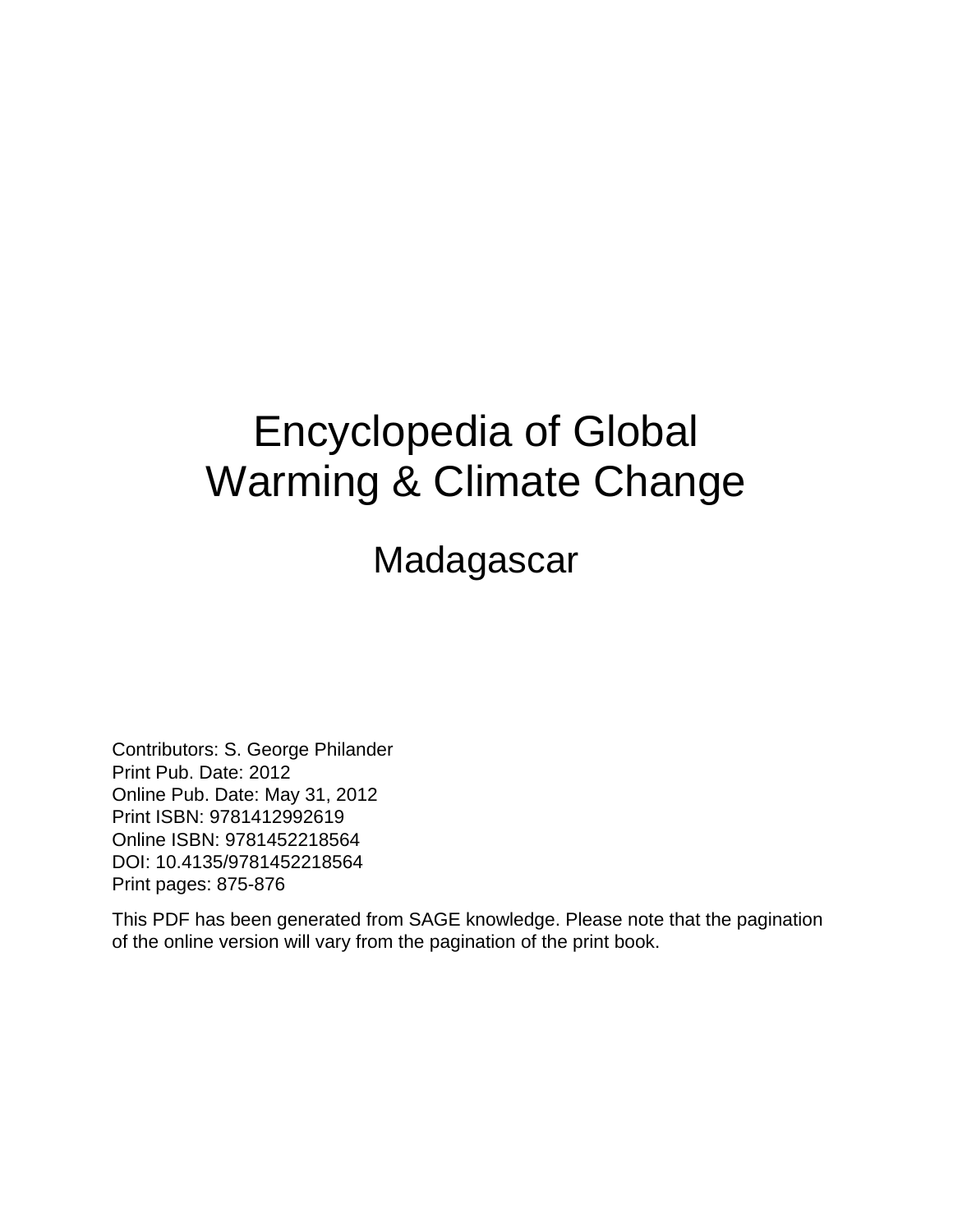# Encyclopedia of Global Warming & Climate Change

## Madagascar

Contributors: S. George Philander
Print Pub. Date: 2012
Online Pub. Date: May 31, 2012
Print ISBN: 9781412992619
Online ISBN: 9781452218564
DOI: 10.4135/9781452218564
Print pages: 875-876

This PDF has been generated from SAGE knowledge. Please note that the pagination of the online version will vary from the pagination of the print book.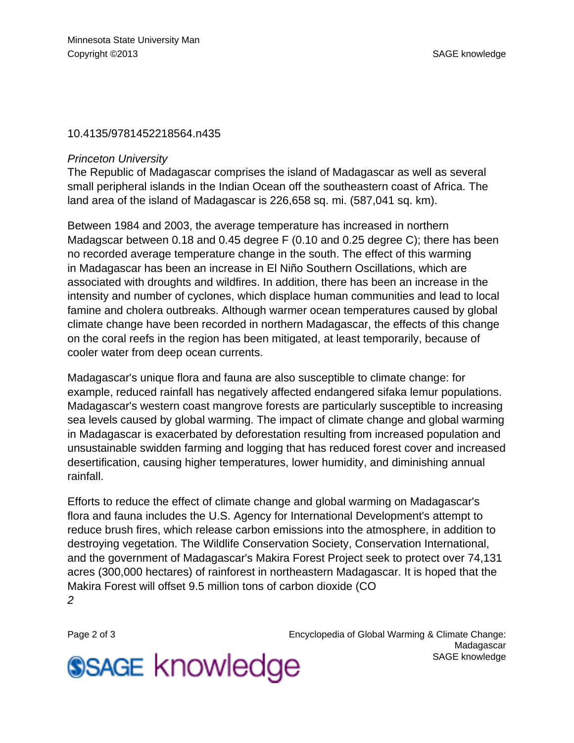10.4135/9781452218564.n435

*Princeton University*

The Republic of Madagascar comprises the island of Madagascar as well as several small peripheral islands in the Indian Ocean off the southeastern coast of Africa. The land area of the island of Madagascar is 226,658 sq. mi. (587,041 sq. km).

Between 1984 and 2003, the average temperature has increased in northern Madagscar between 0.18 and 0.45 degree F (0.10 and 0.25 degree C); there has been no recorded average temperature change in the south. The effect of this warming in Madagascar has been an increase in El Niño Southern Oscillations, which are associated with droughts and wildfires. In addition, there has been an increase in the intensity and number of cyclones, which displace human communities and lead to local famine and cholera outbreaks. Although warmer ocean temperatures caused by global climate change have been recorded in northern Madagascar, the effects of this change on the coral reefs in the region has been mitigated, at least temporarily, because of cooler water from deep ocean currents.

Madagascar's unique flora and fauna are also susceptible to climate change: for example, reduced rainfall has negatively affected endangered sifaka lemur populations. Madagascar's western coast mangrove forests are particularly susceptible to increasing sea levels caused by global warming. The impact of climate change and global warming in Madagascar is exacerbated by deforestation resulting from increased population and unsustainable swidden farming and logging that has reduced forest cover and increased desertification, causing higher temperatures, lower humidity, and diminishing annual rainfall.

Efforts to reduce the effect of climate change and global warming on Madagascar's flora and fauna includes the U.S. Agency for International Development's attempt to reduce brush fires, which release carbon emissions into the atmosphere, in addition to destroying vegetation. The Wildlife Conservation Society, Conservation International, and the government of Madagascar's Makira Forest Project seek to protect over 74,131 acres (300,000 hectares) of rainforest in northeastern Madagascar. It is hoped that the Makira Forest will offset 9.5 million tons of carbon dioxide ($CO_2$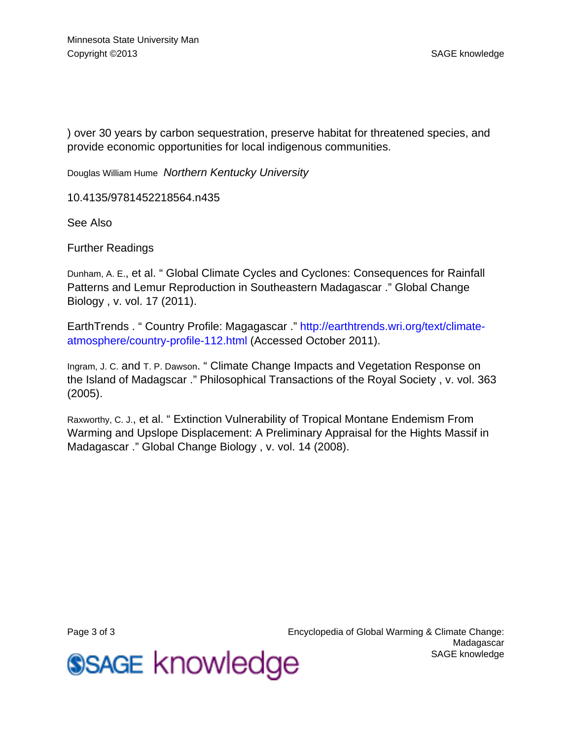) over 30 years by carbon sequestration, preserve habitat for threatened species, and provide economic opportunities for local indigenous communities.

Douglas William Hume *Northern Kentucky University*

10.4135/9781452218564.n435

See Also

Further Readings

Dunham, A. E., et al. " Global Climate Cycles and Cyclones: Consequences for Rainfall Patterns and Lemur Reproduction in Southeastern Madagascar ." Global Change Biology , v. vol. 17 (2011).

EarthTrends . " Country Profile: Magagascar ." http://earthtrends.wri.org/text/climate-atmosphere/country-profile-112.html (Accessed October 2011).

Ingram, J. C. and T. P. Dawson. " Climate Change Impacts and Vegetation Response on the Island of Madagscar ." Philosophical Transactions of the Royal Society , v. vol. 363 (2005).

Raxworthy, C. J., et al. " Extinction Vulnerability of Tropical Montane Endemism From Warming and Upslope Displacement: A Preliminary Appraisal for the Hights Massif in Madagascar ." Global Change Biology , v. vol. 14 (2008).